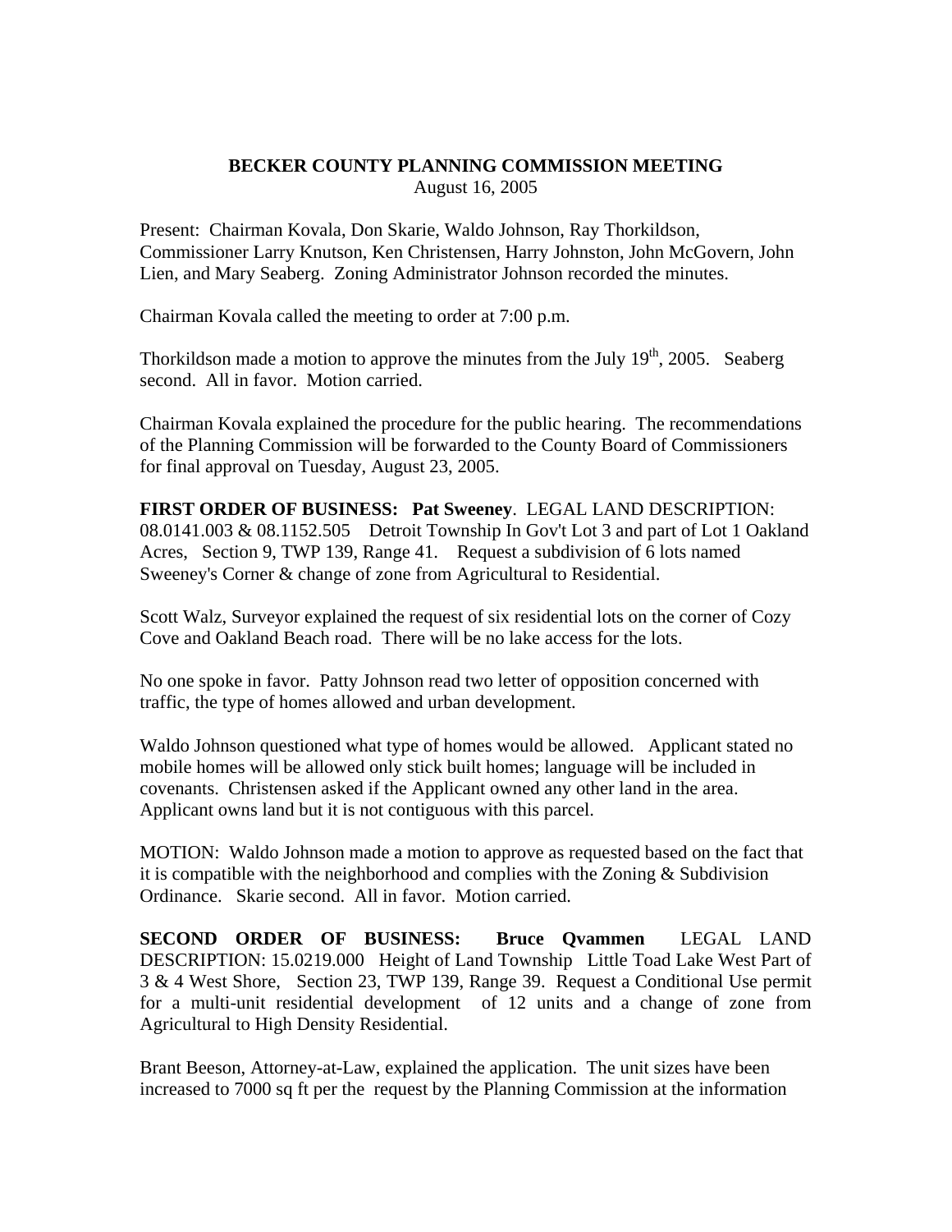# BECKER COUNTY PLANNING COMMISSION MEETING

August 16, 2005

Present: Chairman Kovala, Don Skarie, Waldo Johnson, Ray Thorkildson, Commissioner Larry Knutson, Ken Christensen, Harry Johnston, John McGovern, John Lien, and Mary Seaberg. Zoning Administrator Johnson recorded the minutes.

Chairman Kovala called the meeting to order at 7:00 p.m.

Thorkildson made a motion to approve the minutes from the July 19th, 2005. Seaberg second. All in favor. Motion carried.

Chairman Kovala explained the procedure for the public hearing. The recommendations of the Planning Commission will be forwarded to the County Board of Commissioners for final approval on Tuesday, August 23, 2005.

**FIRST ORDER OF BUSINESS: Pat Sweeney**. LEGAL LAND DESCRIPTION: 08.0141.003 & 08.1152.505 Detroit Township In Gov't Lot 3 and part of Lot 1 Oakland Acres, Section 9, TWP 139, Range 41. Request a subdivision of 6 lots named Sweeney's Corner & change of zone from Agricultural to Residential.

Scott Walz, Surveyor explained the request of six residential lots on the corner of Cozy Cove and Oakland Beach road. There will be no lake access for the lots.

No one spoke in favor. Patty Johnson read two letter of opposition concerned with traffic, the type of homes allowed and urban development.

Waldo Johnson questioned what type of homes would be allowed. Applicant stated no mobile homes will be allowed only stick built homes; language will be included in covenants. Christensen asked if the Applicant owned any other land in the area. Applicant owns land but it is not contiguous with this parcel.

MOTION: Waldo Johnson made a motion to approve as requested based on the fact that it is compatible with the neighborhood and complies with the Zoning & Subdivision Ordinance. Skarie second. All in favor. Motion carried.

**SECOND ORDER OF BUSINESS: Bruce Qvammen** LEGAL LAND DESCRIPTION: 15.0219.000 Height of Land Township Little Toad Lake West Part of 3 & 4 West Shore, Section 23, TWP 139, Range 39. Request a Conditional Use permit for a multi-unit residential development of 12 units and a change of zone from Agricultural to High Density Residential.

Brant Beeson, Attorney-at-Law, explained the application. The unit sizes have been increased to 7000 sq ft per the request by the Planning Commission at the information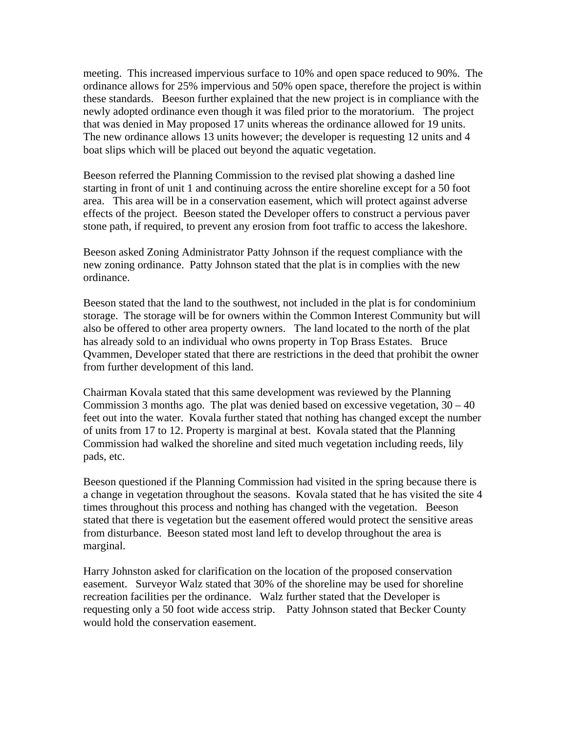meeting. This increased impervious surface to 10% and open space reduced to 90%. The ordinance allows for 25% impervious and 50% open space, therefore the project is within these standards. Beeson further explained that the new project is in compliance with the newly adopted ordinance even though it was filed prior to the moratorium. The project that was denied in May proposed 17 units whereas the ordinance allowed for 19 units. The new ordinance allows 13 units however; the developer is requesting 12 units and 4 boat slips which will be placed out beyond the aquatic vegetation.

Beeson referred the Planning Commission to the revised plat showing a dashed line starting in front of unit 1 and continuing across the entire shoreline except for a 50 foot area. This area will be in a conservation easement, which will protect against adverse effects of the project. Beeson stated the Developer offers to construct a pervious paver stone path, if required, to prevent any erosion from foot traffic to access the lakeshore.

Beeson asked Zoning Administrator Patty Johnson if the request compliance with the new zoning ordinance. Patty Johnson stated that the plat is in complies with the new ordinance.

Beeson stated that the land to the southwest, not included in the plat is for condominium storage. The storage will be for owners within the Common Interest Community but will also be offered to other area property owners. The land located to the north of the plat has already sold to an individual who owns property in Top Brass Estates. Bruce Qvammen, Developer stated that there are restrictions in the deed that prohibit the owner from further development of this land.

Chairman Kovala stated that this same development was reviewed by the Planning Commission 3 months ago. The plat was denied based on excessive vegetation, 30 – 40 feet out into the water. Kovala further stated that nothing has changed except the number of units from 17 to 12. Property is marginal at best. Kovala stated that the Planning Commission had walked the shoreline and sited much vegetation including reeds, lily pads, etc.

Beeson questioned if the Planning Commission had visited in the spring because there is a change in vegetation throughout the seasons. Kovala stated that he has visited the site 4 times throughout this process and nothing has changed with the vegetation. Beeson stated that there is vegetation but the easement offered would protect the sensitive areas from disturbance. Beeson stated most land left to develop throughout the area is marginal.

Harry Johnston asked for clarification on the location of the proposed conservation easement. Surveyor Walz stated that 30% of the shoreline may be used for shoreline recreation facilities per the ordinance. Walz further stated that the Developer is requesting only a 50 foot wide access strip. Patty Johnson stated that Becker County would hold the conservation easement.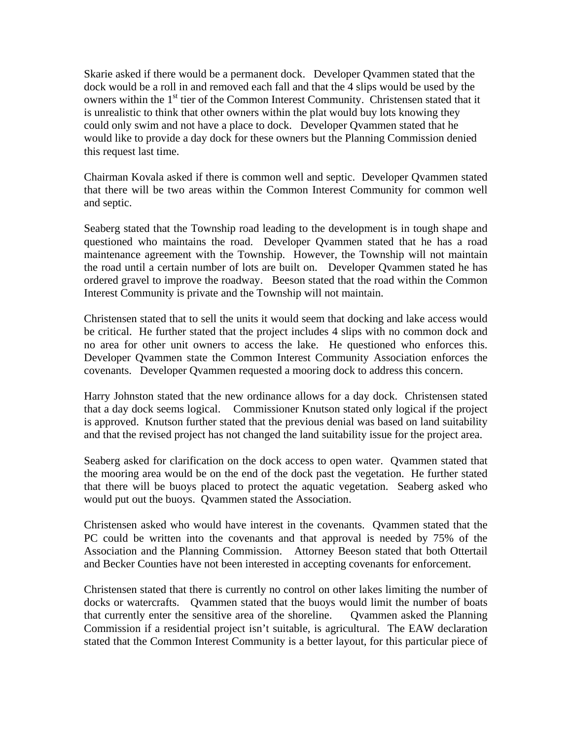Skarie asked if there would be a permanent dock. Developer Qvammen stated that the dock would be a roll in and removed each fall and that the 4 slips would be used by the owners within the 1st tier of the Common Interest Community. Christensen stated that it is unrealistic to think that other owners within the plat would buy lots knowing they could only swim and not have a place to dock. Developer Qvammen stated that he would like to provide a day dock for these owners but the Planning Commission denied this request last time.

Chairman Kovala asked if there is common well and septic. Developer Qvammen stated that there will be two areas within the Common Interest Community for common well and septic.

Seaberg stated that the Township road leading to the development is in tough shape and questioned who maintains the road. Developer Qvammen stated that he has a road maintenance agreement with the Township. However, the Township will not maintain the road until a certain number of lots are built on. Developer Qvammen stated he has ordered gravel to improve the roadway. Beeson stated that the road within the Common Interest Community is private and the Township will not maintain.

Christensen stated that to sell the units it would seem that docking and lake access would be critical. He further stated that the project includes 4 slips with no common dock and no area for other unit owners to access the lake. He questioned who enforces this. Developer Qvammen state the Common Interest Community Association enforces the covenants. Developer Qvammen requested a mooring dock to address this concern.

Harry Johnston stated that the new ordinance allows for a day dock. Christensen stated that a day dock seems logical. Commissioner Knutson stated only logical if the project is approved. Knutson further stated that the previous denial was based on land suitability and that the revised project has not changed the land suitability issue for the project area.

Seaberg asked for clarification on the dock access to open water. Qvammen stated that the mooring area would be on the end of the dock past the vegetation. He further stated that there will be buoys placed to protect the aquatic vegetation. Seaberg asked who would put out the buoys. Qvammen stated the Association.

Christensen asked who would have interest in the covenants. Qvammen stated that the PC could be written into the covenants and that approval is needed by 75% of the Association and the Planning Commission. Attorney Beeson stated that both Ottertail and Becker Counties have not been interested in accepting covenants for enforcement.

Christensen stated that there is currently no control on other lakes limiting the number of docks or watercrafts. Qvammen stated that the buoys would limit the number of boats that currently enter the sensitive area of the shoreline. Qvammen asked the Planning Commission if a residential project isn't suitable, is agricultural. The EAW declaration stated that the Common Interest Community is a better layout, for this particular piece of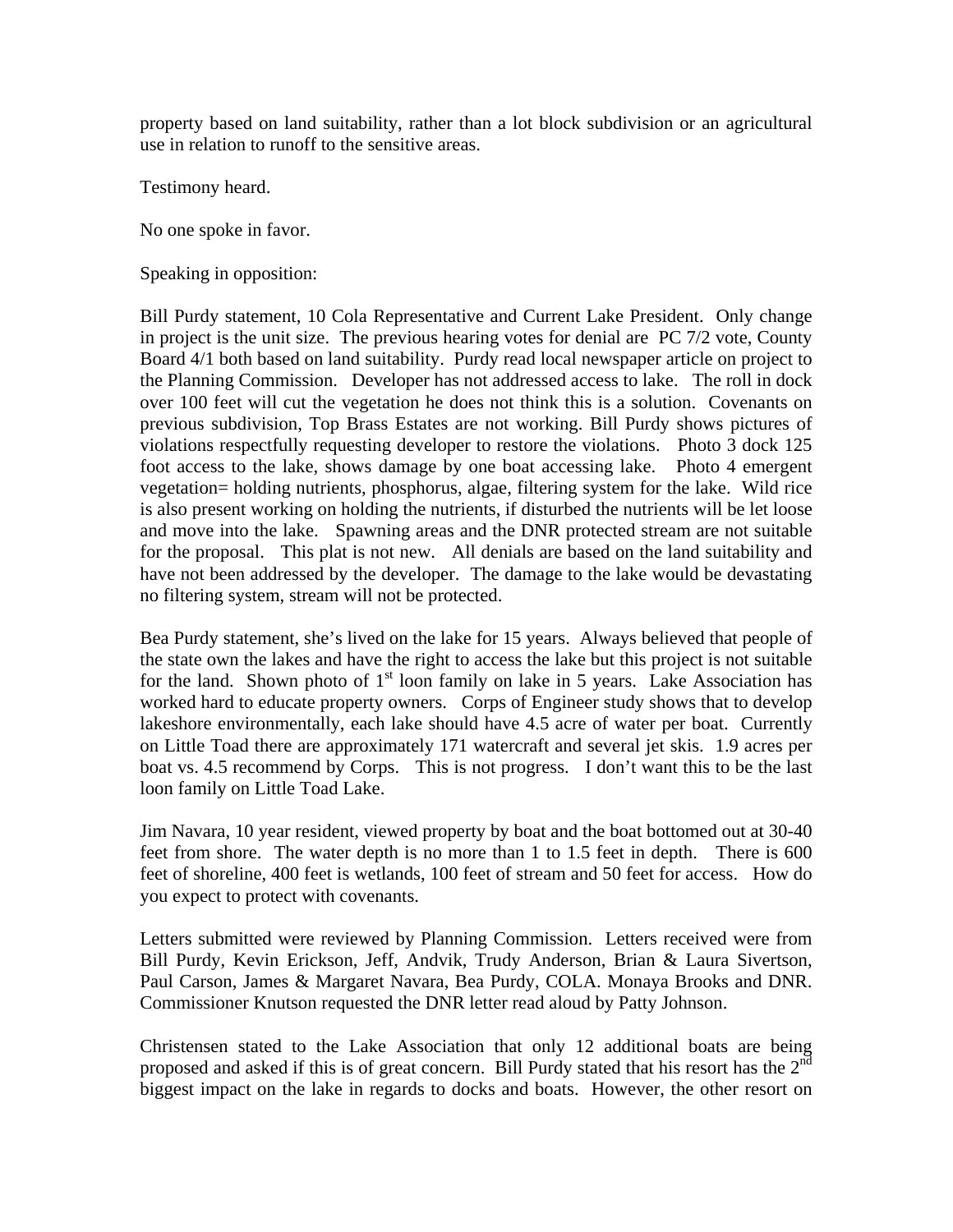property based on land suitability, rather than a lot block subdivision or an agricultural use in relation to runoff to the sensitive areas.

Testimony heard.

No one spoke in favor.

Speaking in opposition:

Bill Purdy statement, 10 Cola Representative and Current Lake President. Only change in project is the unit size. The previous hearing votes for denial are PC 7/2 vote, County Board 4/1 both based on land suitability. Purdy read local newspaper article on project to the Planning Commission. Developer has not addressed access to lake. The roll in dock over 100 feet will cut the vegetation he does not think this is a solution. Covenants on previous subdivision, Top Brass Estates are not working. Bill Purdy shows pictures of violations respectfully requesting developer to restore the violations. Photo 3 dock 125 foot access to the lake, shows damage by one boat accessing lake. Photo 4 emergent vegetation= holding nutrients, phosphorus, algae, filtering system for the lake. Wild rice is also present working on holding the nutrients, if disturbed the nutrients will be let loose and move into the lake. Spawning areas and the DNR protected stream are not suitable for the proposal. This plat is not new. All denials are based on the land suitability and have not been addressed by the developer. The damage to the lake would be devastating no filtering system, stream will not be protected.

Bea Purdy statement, she's lived on the lake for 15 years. Always believed that people of the state own the lakes and have the right to access the lake but this project is not suitable for the land. Shown photo of 1st loon family on lake in 5 years. Lake Association has worked hard to educate property owners. Corps of Engineer study shows that to develop lakeshore environmentally, each lake should have 4.5 acre of water per boat. Currently on Little Toad there are approximately 171 watercraft and several jet skis. 1.9 acres per boat vs. 4.5 recommend by Corps. This is not progress. I don't want this to be the last loon family on Little Toad Lake.

Jim Navara, 10 year resident, viewed property by boat and the boat bottomed out at 30-40 feet from shore. The water depth is no more than 1 to 1.5 feet in depth. There is 600 feet of shoreline, 400 feet is wetlands, 100 feet of stream and 50 feet for access. How do you expect to protect with covenants.

Letters submitted were reviewed by Planning Commission. Letters received were from Bill Purdy, Kevin Erickson, Jeff, Andvik, Trudy Anderson, Brian & Laura Sivertson, Paul Carson, James & Margaret Navara, Bea Purdy, COLA. Monaya Brooks and DNR. Commissioner Knutson requested the DNR letter read aloud by Patty Johnson.

Christensen stated to the Lake Association that only 12 additional boats are being proposed and asked if this is of great concern. Bill Purdy stated that his resort has the 2nd biggest impact on the lake in regards to docks and boats. However, the other resort on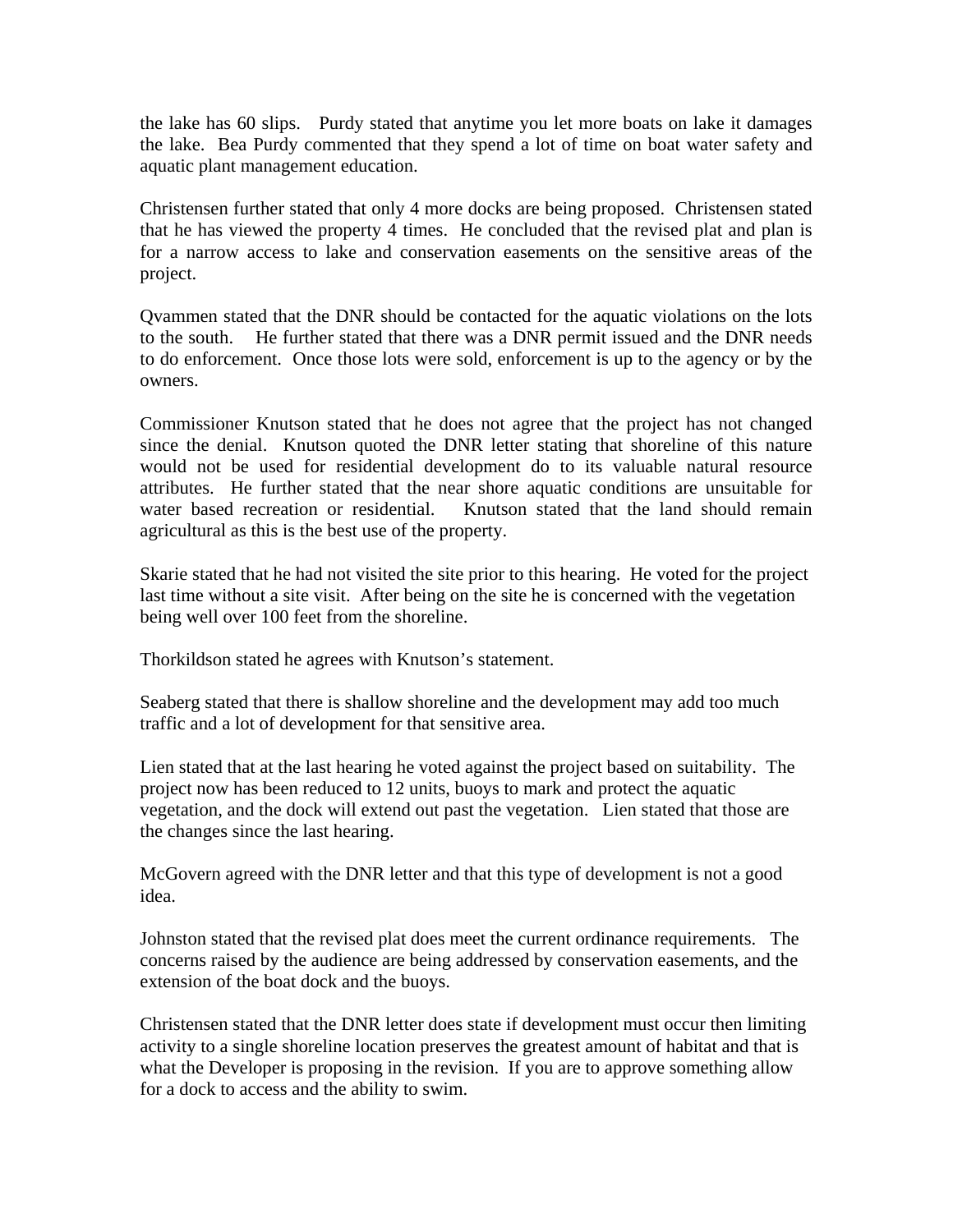the lake has 60 slips. Purdy stated that anytime you let more boats on lake it damages the lake. Bea Purdy commented that they spend a lot of time on boat water safety and aquatic plant management education.

Christensen further stated that only 4 more docks are being proposed. Christensen stated that he has viewed the property 4 times. He concluded that the revised plat and plan is for a narrow access to lake and conservation easements on the sensitive areas of the project.

Qvammen stated that the DNR should be contacted for the aquatic violations on the lots to the south. He further stated that there was a DNR permit issued and the DNR needs to do enforcement. Once those lots were sold, enforcement is up to the agency or by the owners.

Commissioner Knutson stated that he does not agree that the project has not changed since the denial. Knutson quoted the DNR letter stating that shoreline of this nature would not be used for residential development do to its valuable natural resource attributes. He further stated that the near shore aquatic conditions are unsuitable for water based recreation or residential. Knutson stated that the land should remain agricultural as this is the best use of the property.

Skarie stated that he had not visited the site prior to this hearing. He voted for the project last time without a site visit. After being on the site he is concerned with the vegetation being well over 100 feet from the shoreline.

Thorkildson stated he agrees with Knutson's statement.

Seaberg stated that there is shallow shoreline and the development may add too much traffic and a lot of development for that sensitive area.

Lien stated that at the last hearing he voted against the project based on suitability. The project now has been reduced to 12 units, buoys to mark and protect the aquatic vegetation, and the dock will extend out past the vegetation. Lien stated that those are the changes since the last hearing.

McGovern agreed with the DNR letter and that this type of development is not a good idea.

Johnston stated that the revised plat does meet the current ordinance requirements. The concerns raised by the audience are being addressed by conservation easements, and the extension of the boat dock and the buoys.

Christensen stated that the DNR letter does state if development must occur then limiting activity to a single shoreline location preserves the greatest amount of habitat and that is what the Developer is proposing in the revision. If you are to approve something allow for a dock to access and the ability to swim.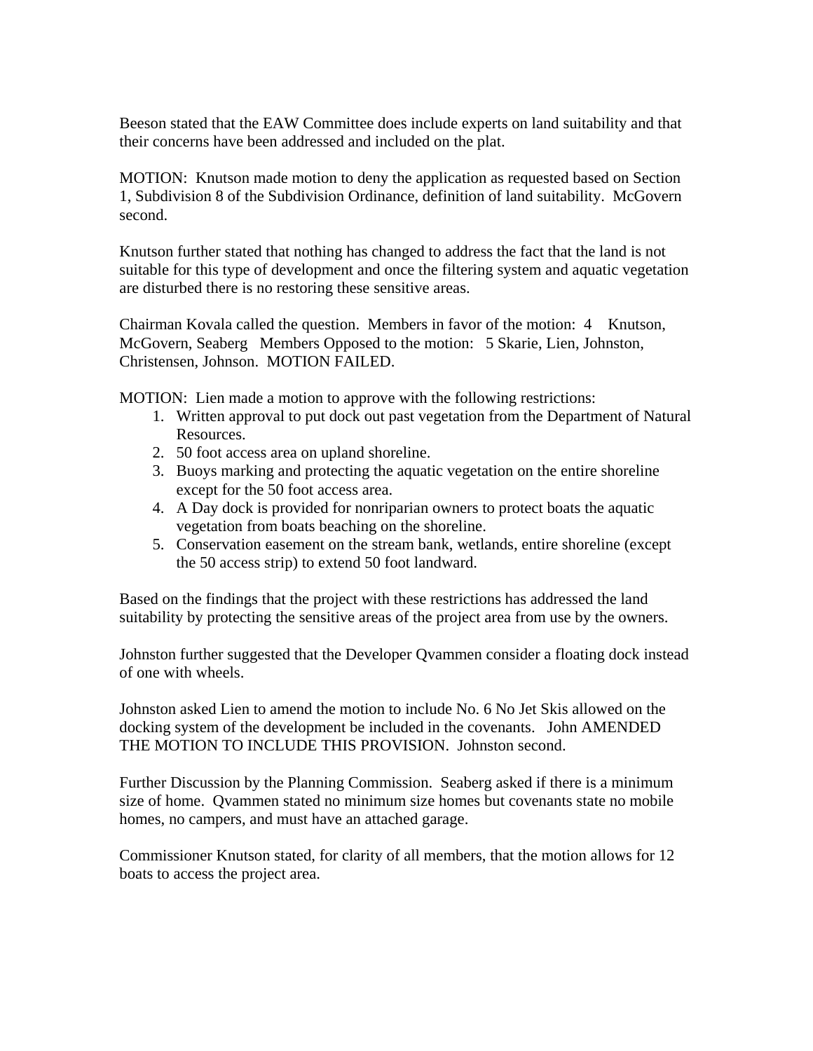Beeson stated that the EAW Committee does include experts on land suitability and that their concerns have been addressed and included on the plat.

MOTION: Knutson made motion to deny the application as requested based on Section 1, Subdivision 8 of the Subdivision Ordinance, definition of land suitability. McGovern second.

Knutson further stated that nothing has changed to address the fact that the land is not suitable for this type of development and once the filtering system and aquatic vegetation are disturbed there is no restoring these sensitive areas.

Chairman Kovala called the question. Members in favor of the motion: 4 Knutson, McGovern, Seaberg Members Opposed to the motion: 5 Skarie, Lien, Johnston, Christensen, Johnson. MOTION FAILED.

MOTION: Lien made a motion to approve with the following restrictions:

1. Written approval to put dock out past vegetation from the Department of Natural Resources.
2. 50 foot access area on upland shoreline.
3. Buoys marking and protecting the aquatic vegetation on the entire shoreline except for the 50 foot access area.
4. A Day dock is provided for nonriparian owners to protect boats the aquatic vegetation from boats beaching on the shoreline.
5. Conservation easement on the stream bank, wetlands, entire shoreline (except the 50 access strip) to extend 50 foot landward.

Based on the findings that the project with these restrictions has addressed the land suitability by protecting the sensitive areas of the project area from use by the owners.

Johnston further suggested that the Developer Qvammen consider a floating dock instead of one with wheels.

Johnston asked Lien to amend the motion to include No. 6 No Jet Skis allowed on the docking system of the development be included in the covenants. John AMENDED THE MOTION TO INCLUDE THIS PROVISION. Johnston second.

Further Discussion by the Planning Commission. Seaberg asked if there is a minimum size of home. Qvammen stated no minimum size homes but covenants state no mobile homes, no campers, and must have an attached garage.

Commissioner Knutson stated, for clarity of all members, that the motion allows for 12 boats to access the project area.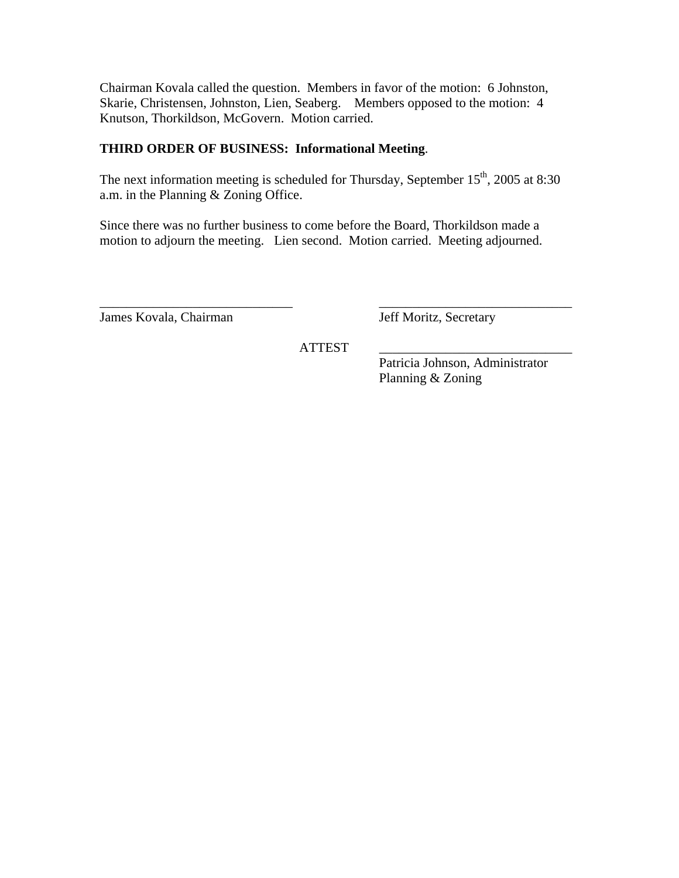Chairman Kovala called the question. Members in favor of the motion: 6 Johnston, Skarie, Christensen, Johnston, Lien, Seaberg. Members opposed to the motion: 4 Knutson, Thorkildson, McGovern. Motion carried.

**THIRD ORDER OF BUSINESS: Informational Meeting**.

The next information meeting is scheduled for Thursday, September 15th, 2005 at 8:30 a.m. in the Planning & Zoning Office.

Since there was no further business to come before the Board, Thorkildson made a motion to adjourn the meeting. Lien second. Motion carried. Meeting adjourned.

_____________________________
James Kovala, Chairman

_____________________________
Jeff Moritz, Secretary

ATTEST _____________________________
Patricia Johnson, Administrator
Planning & Zoning